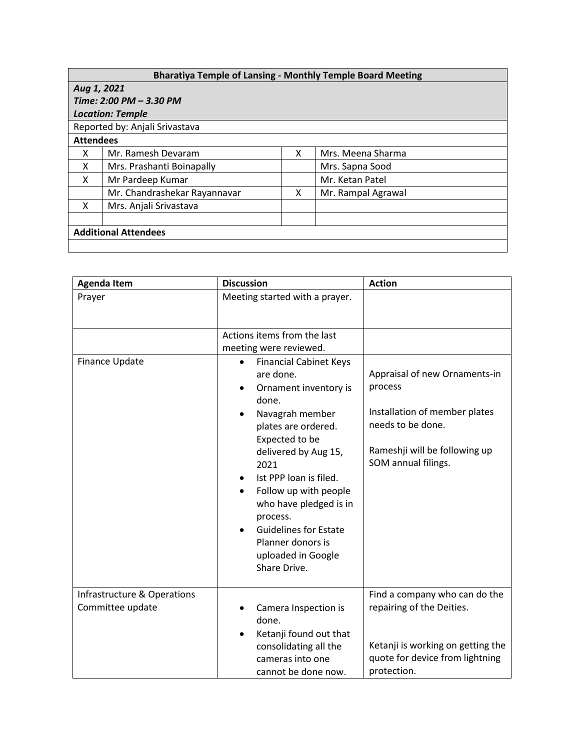| Bharatiya Temple of Lansing - Monthly Temple Board Meeting | | | |
|---|---|---|---|
| ***Aug 1, 2021*** <br> ***Time: 2:00 PM – 3.30 PM*** <br> ***Location: Temple*** | | | |
| Reported by: Anjali Srivastava | | | |
| **Attendees** | | | |
| X | Mr. Ramesh Devaram | X | Mrs. Meena Sharma |
| X | Mrs. Prashanti Boinapally | | Mrs. Sapna Sood |
| X | Mr Pardeep Kumar | | Mr. Ketan Patel |
| | Mr. Chandrashekar Rayannavar | X | Mr. Rampal Agrawal |
| X | Mrs. Anjali Srivastava | | |
| | | | |
| **Additional Attendees** | | | |
| | | | |

| Agenda Item | Discussion | Action |
|---|---|---|
| Prayer | Meeting started with a prayer. | |
| | Actions items from the last meeting were reviewed. | |
| Finance Update | • Financial Cabinet Keys are done.<br>• Ornament inventory is done.<br>• Navagrah member plates are ordered. Expected to be delivered by Aug 15, 2021<br>• Ist PPP loan is filed.<br>• Follow up with people who have pledged is in process.<br>• Guidelines for Estate Planner donors is uploaded in Google Share Drive. | Appraisal of new Ornaments-in process<br><br>Installation of member plates needs to be done.<br><br>Rameshji will be following up SOM annual filings. |
| Infrastructure & Operations Committee update | • Camera Inspection is done.<br>• Ketanji found out that consolidating all the cameras into one cannot be done now. | Find a company who can do the repairing of the Deities.<br><br>Ketanji is working on getting the quote for device from lightning protection. |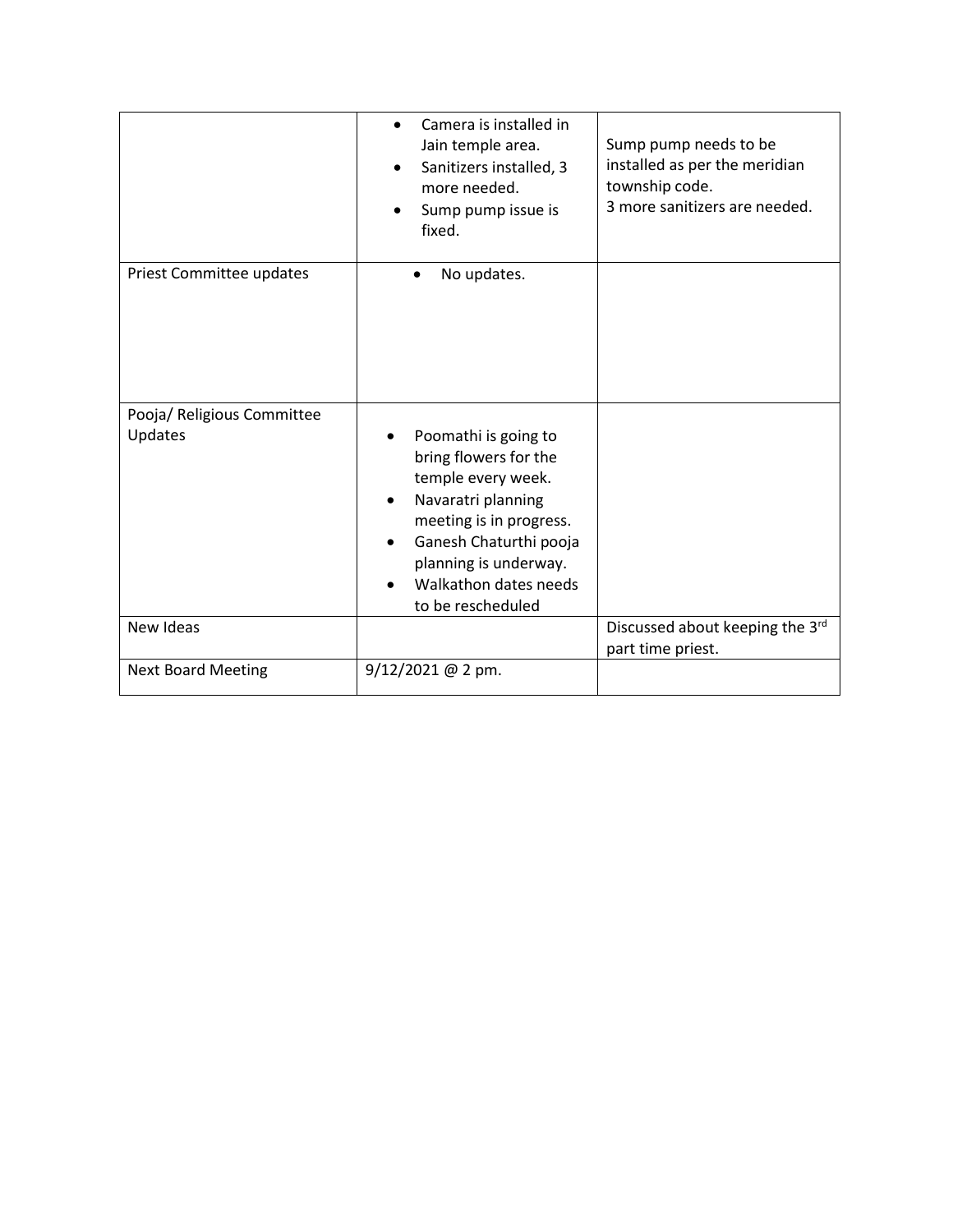| | | |
|---|---|---|
| | • Camera is installed in Jain temple area.<br>• Sanitizers installed, 3 more needed.<br>• Sump pump issue is fixed. | Sump pump needs to be installed as per the meridian township code.<br>3 more sanitizers are needed. |
| Priest Committee updates | • No updates. | |
| Pooja/ Religious Committee Updates | • Poomathi is going to bring flowers for the temple every week.<br>• Navaratri planning meeting is in progress.<br>• Ganesh Chaturthi pooja planning is underway.<br>• Walkathon dates needs to be rescheduled | |
| New Ideas | | Discussed about keeping the 3rd part time priest. |
| Next Board Meeting | 9/12/2021 @ 2 pm. | |